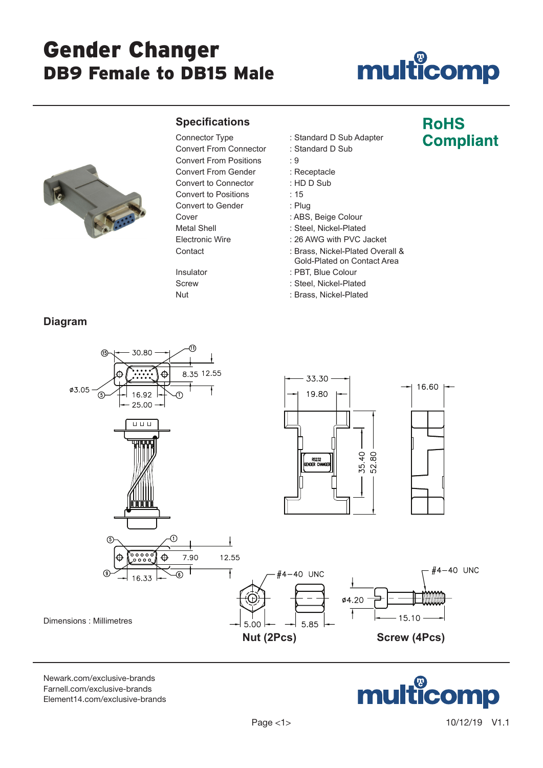# Gender Changer

## DB9 Female to DB15 Male

**RoHS Compliant**

## Specifications

| | |
|---|---|
| Connector Type | : Standard D Sub Adapter |
| Convert From Connector | : Standard D Sub |
| Convert From Positions | : 9 |
| Convert From Gender | : Receptacle |
| Convert to Connector | : HD D Sub |
| Convert to Positions | : 15 |
| Convert to Gender | : Plug |
| Cover | : ABS, Beige Colour |
| Metal Shell | : Steel, Nickel-Plated |
| Electronic Wire | : 26 AWG with PVC Jacket |
| Contact | : Brass, Nickel-Plated Overall & Gold-Plated on Contact Area |
| Insulator | : PBT, Blue Colour |
| Screw | : Steel, Nickel-Plated |
| Nut | : Brass, Nickel-Plated |

## Diagram

30.80, 8.35, 12.55, ø3.05, 16.92, 25.00

33.30, 19.80, 35.40, 52.80, 16.60

RS232 GENDER CHANGER

7.90, 12.55, 16.33

#4−40 UNC, 5.00, 5.85

#4−40 UNC, ø4.20, 15.10

**Nut (2Pcs)**

**Screw (4Pcs)**

Dimensions : Millimetres

Newark.com/exclusive-brands
Farnell.com/exclusive-brands
Element14.com/exclusive-brands

10/12/19 V1.1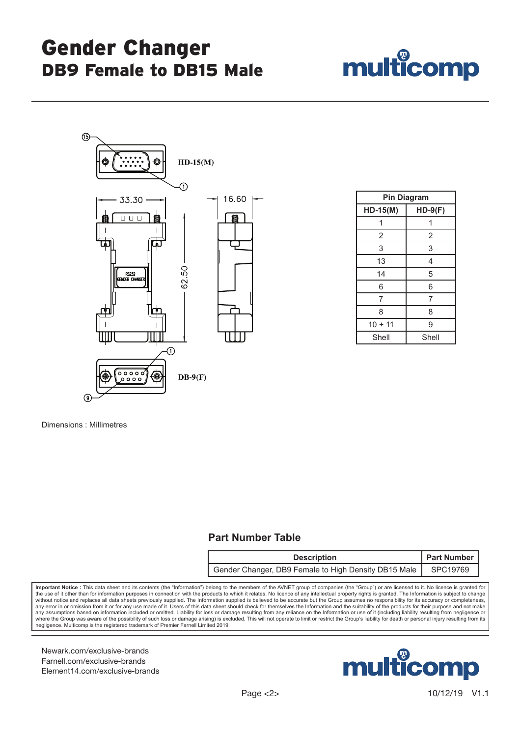# Gender Changer
## DB9 Female to DB15 Male

HD-15(M)

33.30

16.60

62.50

RS232 GENDER CHANGER

DB-9(F)

| Pin Diagram | |
|---|---|
| **HD-15(M)** | **HD-9(F)** |
| 1 | 1 |
| 2 | 2 |
| 3 | 3 |
| 13 | 4 |
| 14 | 5 |
| 6 | 6 |
| 7 | 7 |
| 8 | 8 |
| 10 + 11 | 9 |
| Shell | Shell |

Dimensions : Millimetres

### Part Number Table

| Description | Part Number |
|---|---|
| Gender Changer, DB9 Female to High Density DB15 Male | SPC19769 |

**Important Notice :** This data sheet and its contents (the "Information") belong to the members of the AVNET group of companies (the "Group") or are licensed to it. No licence is granted for the use of it other than for information purposes in connection with the products to which it relates. No licence of any intellectual property rights is granted. The Information is subject to change without notice and replaces all data sheets previously supplied. The Information supplied is believed to be accurate but the Group assumes no responsibility for its accuracy or completeness, any error in or omission from it or for any use made of it. Users of this data sheet should check for themselves the Information and the suitability of the products for their purpose and not make any assumptions based on information included or omitted. Liability for loss or damage resulting from any reliance on the Information or use of it (including liability resulting from negligence or where the Group was aware of the possibility of such loss or damage arising) is excluded. This will not operate to limit or restrict the Group's liability for death or personal injury resulting from its negligence. Multicomp is the registered trademark of Premier Farnell Limited 2019.

Newark.com/exclusive-brands
Farnell.com/exclusive-brands
Element14.com/exclusive-brands

10/12/19 V1.1